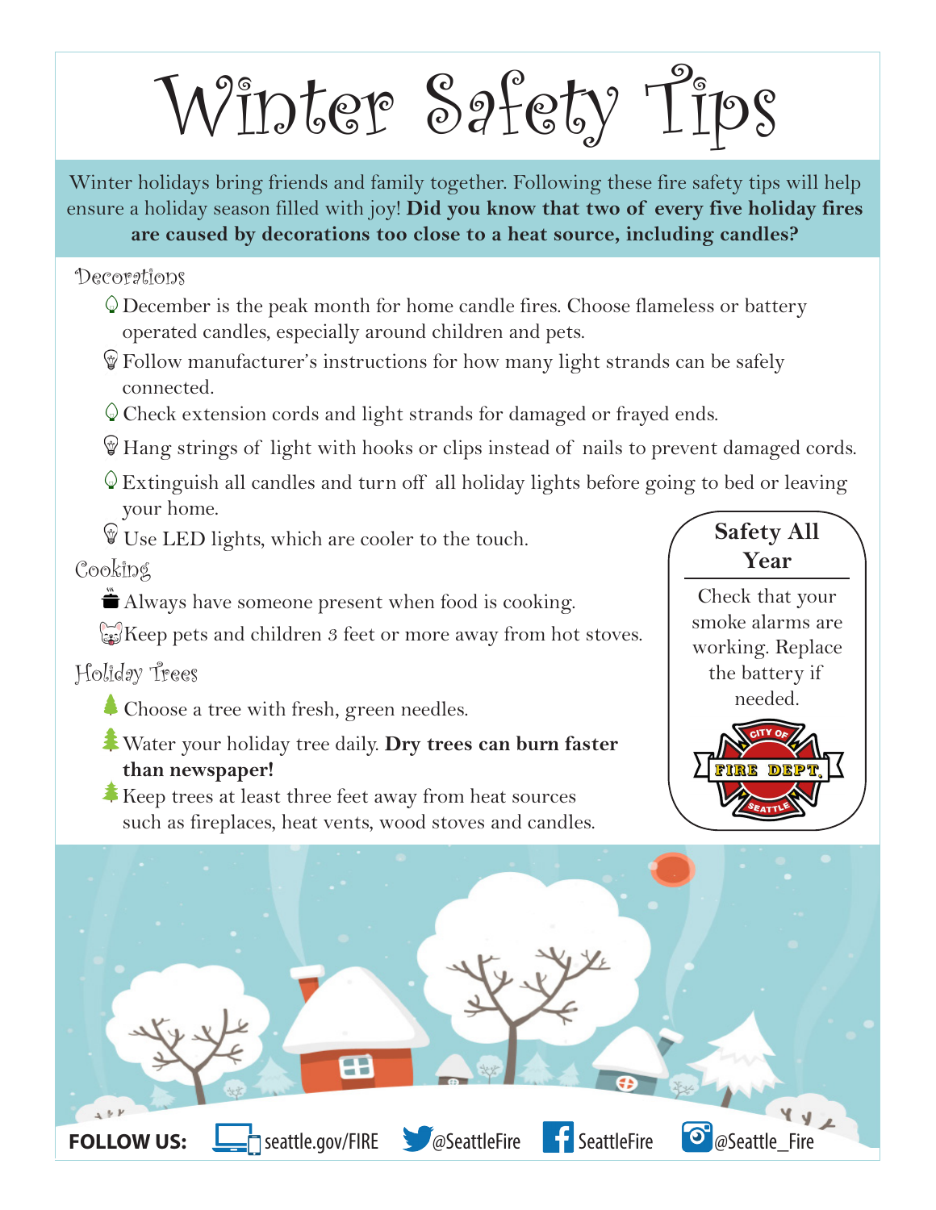# Winter Safety Tips

Winter holidays bring friends and family together. Following these fire safety tips will help ensure a holiday season filled with joy! **Did you know that two of every five holiday fires are caused by decorations too close to a heat source, including candles?**

## Decorations

- December is the peak month for home candle fires. Choose flameless or battery operated candles, especially around children and pets.
- Follow manufacturer's instructions for how many light strands can be safely connected.
- Check extension cords and light strands for damaged or frayed ends.
- Hang strings of light with hooks or clips instead of nails to prevent damaged cords.
- Extinguish all candles and turn off all holiday lights before going to bed or leaving your home.
- Use LED lights, which are cooler to the touch.

## Cooking

- Always have someone present when food is cooking.
- Keep pets and children 3 feet or more away from hot stoves.

## Holiday Trees

- Choose a tree with fresh, green needles.
- Water your holiday tree daily. **Dry trees can burn faster than newspaper!**
- Keep trees at least three feet away from heat sources such as fireplaces, heat vents, wood stoves and candles.

## Safety All Year

Check that your smoke alarms are working. Replace the battery if needed.

City of Fire Dept. Seattle

**FOLLOW US:** seattle.gov/FIRE | @SeattleFire | SeattleFire | @Seattle_Fire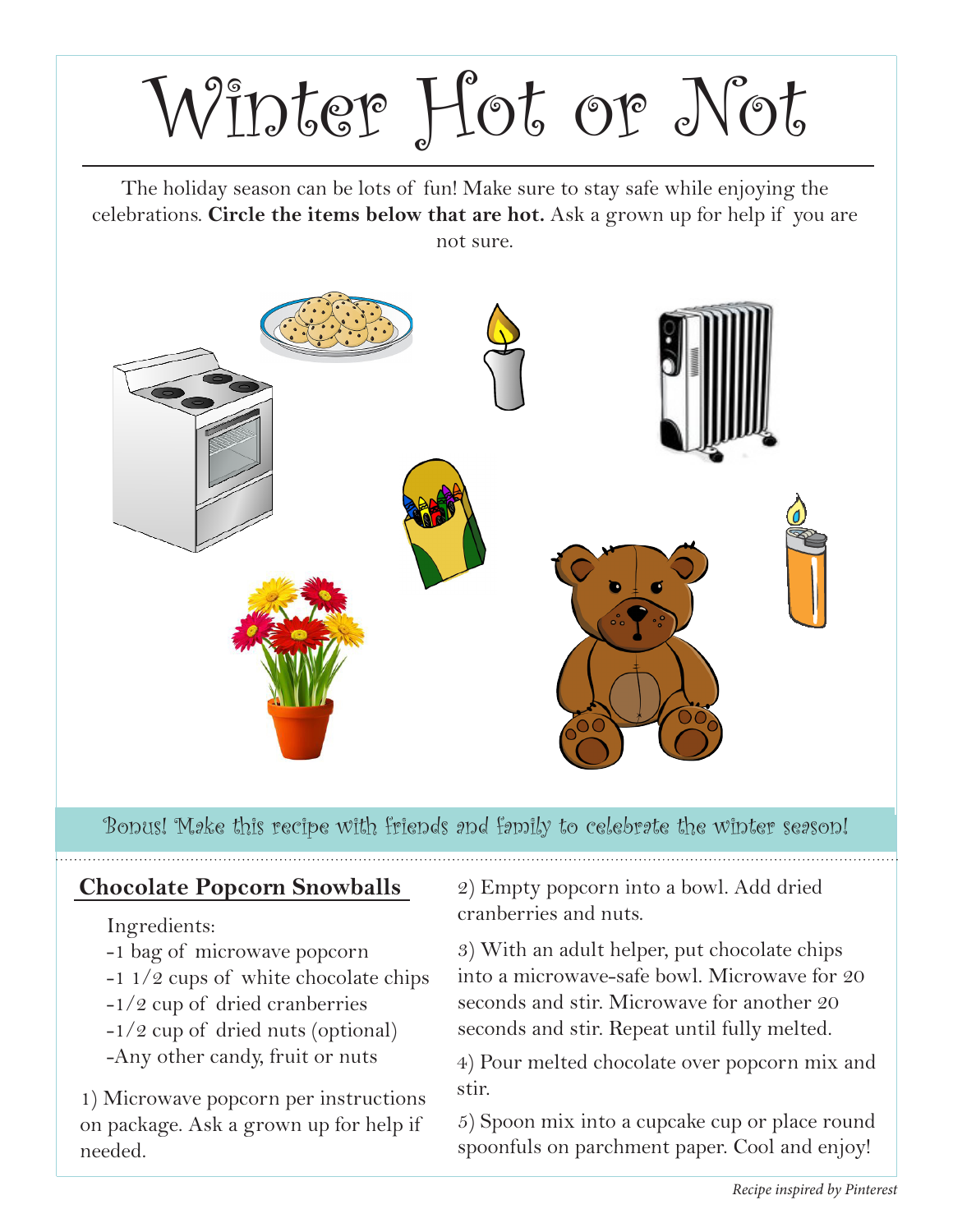# Winter Hot or Not

The holiday season can be lots of fun! Make sure to stay safe while enjoying the celebrations. **Circle the items below that are hot.** Ask a grown up for help if you are not sure.

Bonus! Make this recipe with friends and family to celebrate the winter season!

## Chocolate Popcorn Snowballs

Ingredients:

- 1 bag of microwave popcorn
- 1 1/2 cups of white chocolate chips
- 1/2 cup of dried cranberries
- 1/2 cup of dried nuts (optional)
- Any other candy, fruit or nuts

1) Microwave popcorn per instructions on package. Ask a grown up for help if needed.

2) Empty popcorn into a bowl. Add dried cranberries and nuts.

3) With an adult helper, put chocolate chips into a microwave-safe bowl. Microwave for 20 seconds and stir. Microwave for another 20 seconds and stir. Repeat until fully melted.

4) Pour melted chocolate over popcorn mix and stir.

5) Spoon mix into a cupcake cup or place round spoonfuls on parchment paper. Cool and enjoy!

*Recipe inspired by Pinterest*